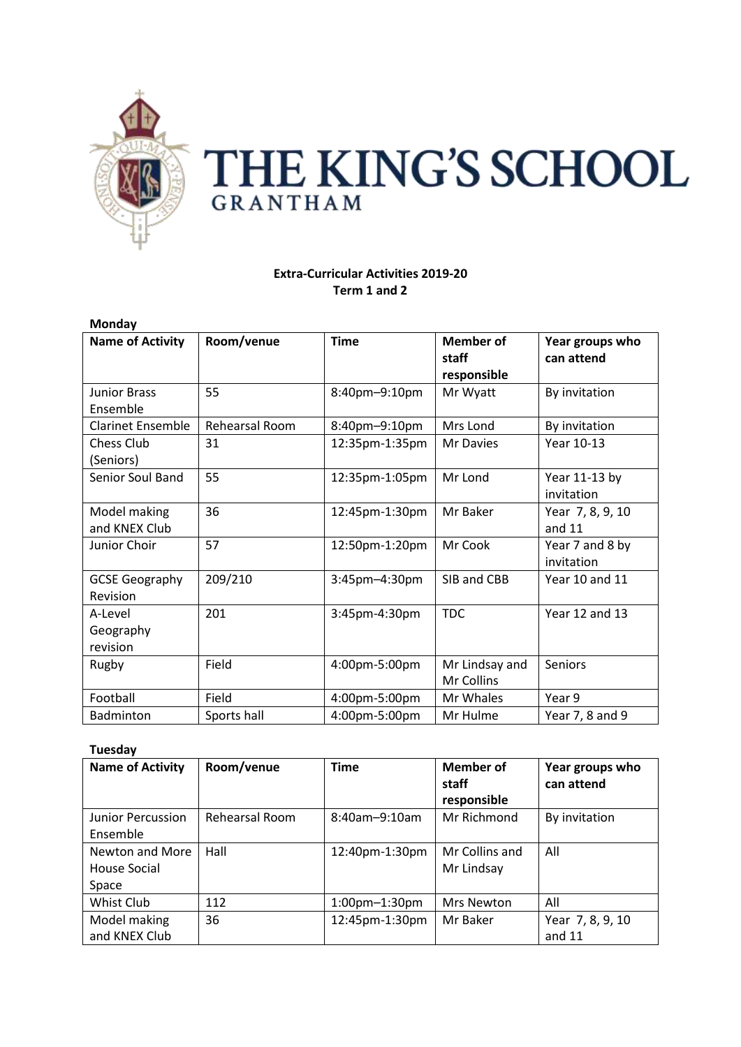# THE KING'S SCHOOL
## GRANTHAM

**Extra-Curricular Activities 2019-20**
**Term 1 and 2**

**Monday**

| Name of Activity | Room/venue | Time | Member of staff responsible | Year groups who can attend |
|---|---|---|---|---|
| Junior Brass Ensemble | 55 | 8:40pm–9:10pm | Mr Wyatt | By invitation |
| Clarinet Ensemble | Rehearsal Room | 8:40pm–9:10pm | Mrs Lond | By invitation |
| Chess Club (Seniors) | 31 | 12:35pm-1:35pm | Mr Davies | Year 10-13 |
| Senior Soul Band | 55 | 12:35pm-1:05pm | Mr Lond | Year 11-13 by invitation |
| Model making and KNEX Club | 36 | 12:45pm-1:30pm | Mr Baker | Year 7, 8, 9, 10 and 11 |
| Junior Choir | 57 | 12:50pm-1:20pm | Mr Cook | Year 7 and 8 by invitation |
| GCSE Geography Revision | 209/210 | 3:45pm–4:30pm | SIB and CBB | Year 10 and 11 |
| A-Level Geography revision | 201 | 3:45pm-4:30pm | TDC | Year 12 and 13 |
| Rugby | Field | 4:00pm-5:00pm | Mr Lindsay and Mr Collins | Seniors |
| Football | Field | 4:00pm-5:00pm | Mr Whales | Year 9 |
| Badminton | Sports hall | 4:00pm-5:00pm | Mr Hulme | Year 7, 8 and 9 |

**Tuesday**

| Name of Activity | Room/venue | Time | Member of staff responsible | Year groups who can attend |
|---|---|---|---|---|
| Junior Percussion Ensemble | Rehearsal Room | 8:40am–9:10am | Mr Richmond | By invitation |
| Newton and More House Social Space | Hall | 12:40pm-1:30pm | Mr Collins and Mr Lindsay | All |
| Whist Club | 112 | 1:00pm–1:30pm | Mrs Newton | All |
| Model making and KNEX Club | 36 | 12:45pm-1:30pm | Mr Baker | Year 7, 8, 9, 10 and 11 |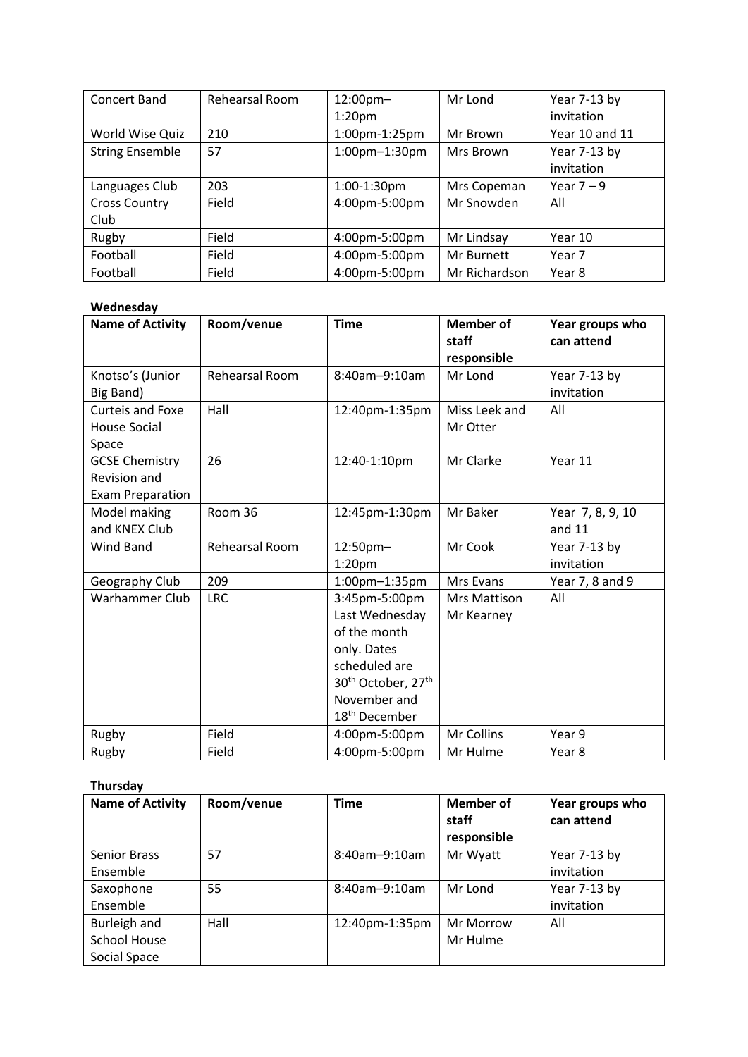| Concert Band | Rehearsal Room | 12:00pm–1:20pm | Mr Lond | Year 7-13 by invitation |
|---|---|---|---|---|
| World Wise Quiz | 210 | 1:00pm-1:25pm | Mr Brown | Year 10 and 11 |
| String Ensemble | 57 | 1:00pm–1:30pm | Mrs Brown | Year 7-13 by invitation |
| Languages Club | 203 | 1:00-1:30pm | Mrs Copeman | Year 7 – 9 |
| Cross Country Club | Field | 4:00pm-5:00pm | Mr Snowden | All |
| Rugby | Field | 4:00pm-5:00pm | Mr Lindsay | Year 10 |
| Football | Field | 4:00pm-5:00pm | Mr Burnett | Year 7 |
| Football | Field | 4:00pm-5:00pm | Mr Richardson | Year 8 |

**Wednesday**

| Name of Activity | Room/venue | Time | Member of staff responsible | Year groups who can attend |
|---|---|---|---|---|
| Knotso's (Junior Big Band) | Rehearsal Room | 8:40am–9:10am | Mr Lond | Year 7-13 by invitation |
| Curteis and Foxe House Social Space | Hall | 12:40pm-1:35pm | Miss Leek and Mr Otter | All |
| GCSE Chemistry Revision and Exam Preparation | 26 | 12:40-1:10pm | Mr Clarke | Year 11 |
| Model making and KNEX Club | Room 36 | 12:45pm-1:30pm | Mr Baker | Year 7, 8, 9, 10 and 11 |
| Wind Band | Rehearsal Room | 12:50pm–1:20pm | Mr Cook | Year 7-13 by invitation |
| Geography Club | 209 | 1:00pm–1:35pm | Mrs Evans | Year 7, 8 and 9 |
| Warhammer Club | LRC | 3:45pm-5:00pm Last Wednesday of the month only. Dates scheduled are 30th October, 27th November and 18th December | Mrs Mattison Mr Kearney | All |
| Rugby | Field | 4:00pm-5:00pm | Mr Collins | Year 9 |
| Rugby | Field | 4:00pm-5:00pm | Mr Hulme | Year 8 |

**Thursday**

| Name of Activity | Room/venue | Time | Member of staff responsible | Year groups who can attend |
|---|---|---|---|---|
| Senior Brass Ensemble | 57 | 8:40am–9:10am | Mr Wyatt | Year 7-13 by invitation |
| Saxophone Ensemble | 55 | 8:40am–9:10am | Mr Lond | Year 7-13 by invitation |
| Burleigh and School House Social Space | Hall | 12:40pm-1:35pm | Mr Morrow Mr Hulme | All |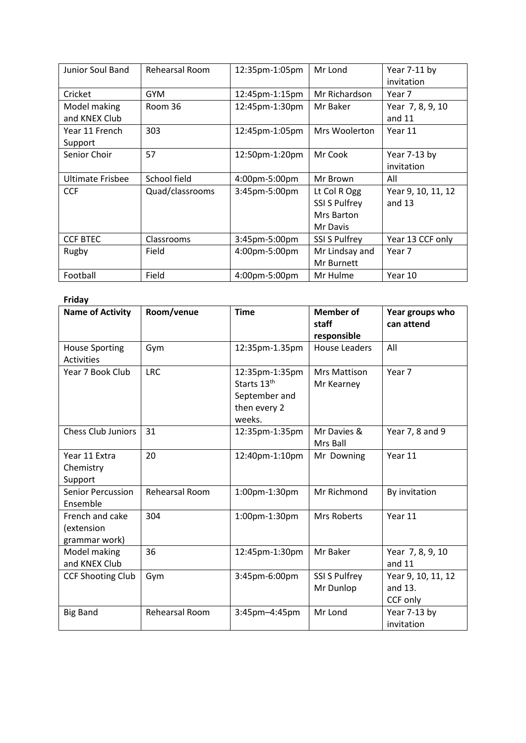| | | | | |
|---|---|---|---|---|
| Junior Soul Band | Rehearsal Room | 12:35pm-1:05pm | Mr Lond | Year 7-11 by invitation |
| Cricket | GYM | 12:45pm-1:15pm | Mr Richardson | Year 7 |
| Model making and KNEX Club | Room 36 | 12:45pm-1:30pm | Mr Baker | Year 7, 8, 9, 10 and 11 |
| Year 11 French Support | 303 | 12:45pm-1:05pm | Mrs Woolerton | Year 11 |
| Senior Choir | 57 | 12:50pm-1:20pm | Mr Cook | Year 7-13 by invitation |
| Ultimate Frisbee | School field | 4:00pm-5:00pm | Mr Brown | All |
| CCF | Quad/classrooms | 3:45pm-5:00pm | Lt Col R Ogg SSI S Pulfrey Mrs Barton Mr Davis | Year 9, 10, 11, 12 and 13 |
| CCF BTEC | Classrooms | 3:45pm-5:00pm | SSI S Pulfrey | Year 13 CCF only |
| Rugby | Field | 4:00pm-5:00pm | Mr Lindsay and Mr Burnett | Year 7 |
| Football | Field | 4:00pm-5:00pm | Mr Hulme | Year 10 |

**Friday**

| Name of Activity | Room/venue | Time | Member of staff responsible | Year groups who can attend |
|---|---|---|---|---|
| House Sporting Activities | Gym | 12:35pm-1.35pm | House Leaders | All |
| Year 7 Book Club | LRC | 12:35pm-1:35pm Starts 13th September and then every 2 weeks. | Mrs Mattison Mr Kearney | Year 7 |
| Chess Club Juniors | 31 | 12:35pm-1:35pm | Mr Davies & Mrs Ball | Year 7, 8 and 9 |
| Year 11 Extra Chemistry Support | 20 | 12:40pm-1:10pm | Mr Downing | Year 11 |
| Senior Percussion Ensemble | Rehearsal Room | 1:00pm-1:30pm | Mr Richmond | By invitation |
| French and cake (extension grammar work) | 304 | 1:00pm-1:30pm | Mrs Roberts | Year 11 |
| Model making and KNEX Club | 36 | 12:45pm-1:30pm | Mr Baker | Year 7, 8, 9, 10 and 11 |
| CCF Shooting Club | Gym | 3:45pm-6:00pm | SSI S Pulfrey Mr Dunlop | Year 9, 10, 11, 12 and 13. CCF only |
| Big Band | Rehearsal Room | 3:45pm–4:45pm | Mr Lond | Year 7-13 by invitation |